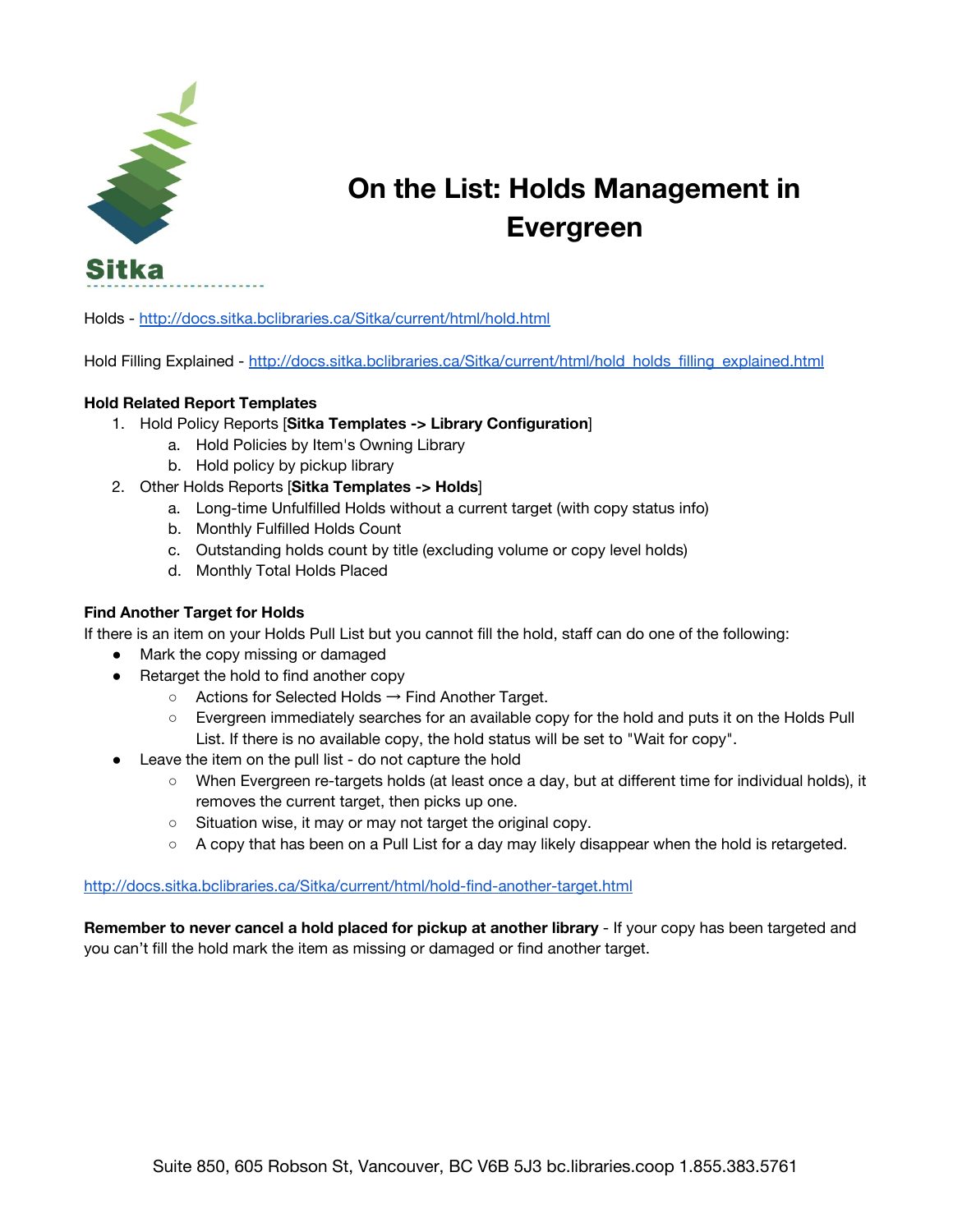Sitka

# On the List: Holds Management in Evergreen

Holds - http://docs.sitka.bclibraries.ca/Sitka/current/html/hold.html

Hold Filling Explained - http://docs.sitka.bclibraries.ca/Sitka/current/html/hold_holds_filling_explained.html

**Hold Related Report Templates**

1. Hold Policy Reports [**Sitka Templates -> Library Configuration**]
   a. Hold Policies by Item's Owning Library
   b. Hold policy by pickup library
2. Other Holds Reports [**Sitka Templates -> Holds**]
   a. Long-time Unfulfilled Holds without a current target (with copy status info)
   b. Monthly Fulfilled Holds Count
   c. Outstanding holds count by title (excluding volume or copy level holds)
   d. Monthly Total Holds Placed

**Find Another Target for Holds**

If there is an item on your Holds Pull List but you cannot fill the hold, staff can do one of the following:

- Mark the copy missing or damaged
- Retarget the hold to find another copy
  - Actions for Selected Holds → Find Another Target.
  - Evergreen immediately searches for an available copy for the hold and puts it on the Holds Pull List. If there is no available copy, the hold status will be set to "Wait for copy".
- Leave the item on the pull list - do not capture the hold
  - When Evergreen re-targets holds (at least once a day, but at different time for individual holds), it removes the current target, then picks up one.
  - Situation wise, it may or may not target the original copy.
  - A copy that has been on a Pull List for a day may likely disappear when the hold is retargeted.

http://docs.sitka.bclibraries.ca/Sitka/current/html/hold-find-another-target.html

**Remember to never cancel a hold placed for pickup at another library** - If your copy has been targeted and you can't fill the hold mark the item as missing or damaged or find another target.

Suite 850, 605 Robson St, Vancouver, BC V6B 5J3 bc.libraries.coop 1.855.383.5761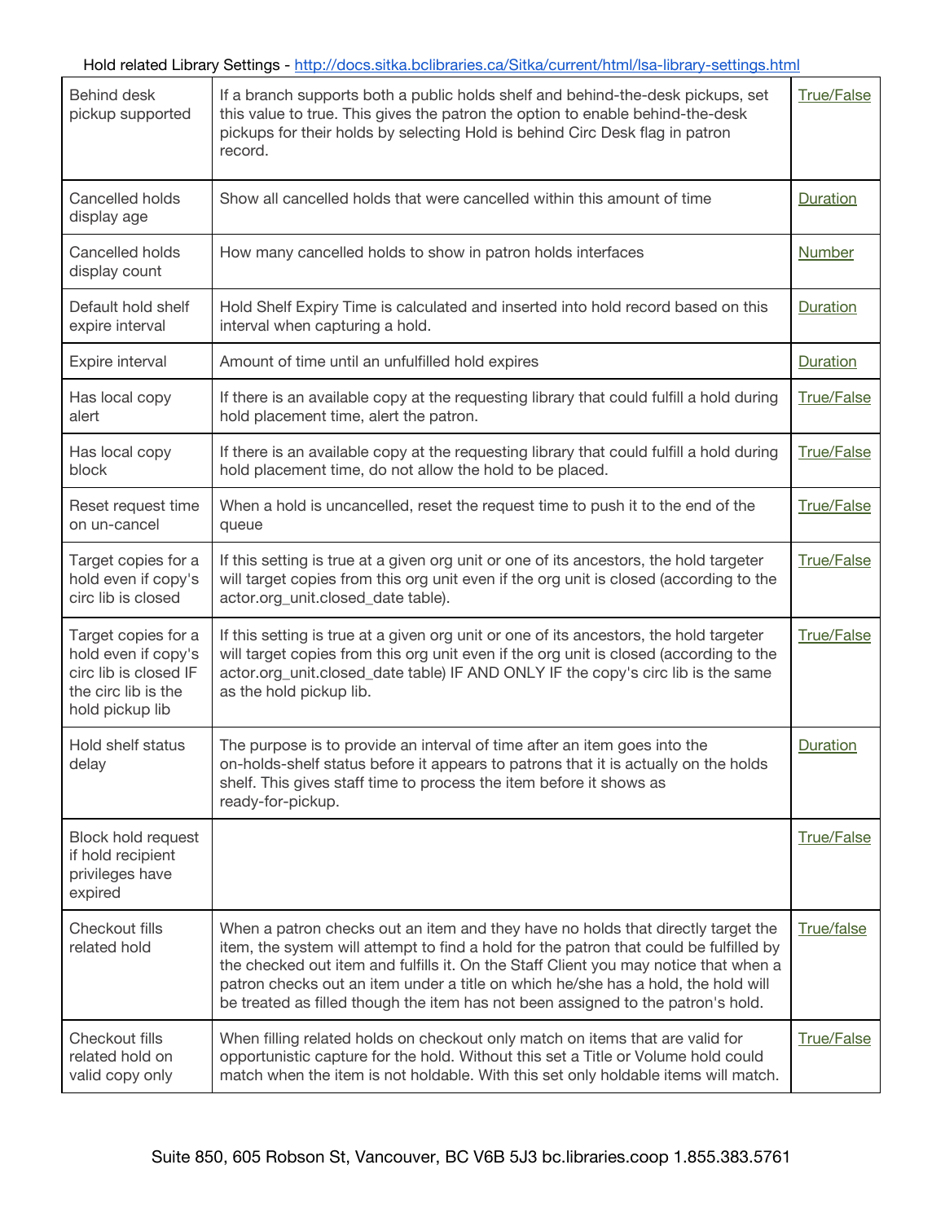Hold related Library Settings - http://docs.sitka.bclibraries.ca/Sitka/current/html/lsa-library-settings.html

| | | |
|---|---|---|
| Behind desk pickup supported | If a branch supports both a public holds shelf and behind-the-desk pickups, set this value to true. This gives the patron the option to enable behind-the-desk pickups for their holds by selecting Hold is behind Circ Desk flag in patron record. | True/False |
| Cancelled holds display age | Show all cancelled holds that were cancelled within this amount of time | Duration |
| Cancelled holds display count | How many cancelled holds to show in patron holds interfaces | Number |
| Default hold shelf expire interval | Hold Shelf Expiry Time is calculated and inserted into hold record based on this interval when capturing a hold. | Duration |
| Expire interval | Amount of time until an unfulfilled hold expires | Duration |
| Has local copy alert | If there is an available copy at the requesting library that could fulfill a hold during hold placement time, alert the patron. | True/False |
| Has local copy block | If there is an available copy at the requesting library that could fulfill a hold during hold placement time, do not allow the hold to be placed. | True/False |
| Reset request time on un-cancel | When a hold is uncancelled, reset the request time to push it to the end of the queue | True/False |
| Target copies for a hold even if copy's circ lib is closed | If this setting is true at a given org unit or one of its ancestors, the hold targeter will target copies from this org unit even if the org unit is closed (according to the actor.org_unit.closed_date table). | True/False |
| Target copies for a hold even if copy's circ lib is closed IF the circ lib is the hold pickup lib | If this setting is true at a given org unit or one of its ancestors, the hold targeter will target copies from this org unit even if the org unit is closed (according to the actor.org_unit.closed_date table) IF AND ONLY IF the copy's circ lib is the same as the hold pickup lib. | True/False |
| Hold shelf status delay | The purpose is to provide an interval of time after an item goes into the on-holds-shelf status before it appears to patrons that it is actually on the holds shelf. This gives staff time to process the item before it shows as ready-for-pickup. | Duration |
| Block hold request if hold recipient privileges have expired | | True/False |
| Checkout fills related hold | When a patron checks out an item and they have no holds that directly target the item, the system will attempt to find a hold for the patron that could be fulfilled by the checked out item and fulfills it. On the Staff Client you may notice that when a patron checks out an item under a title on which he/she has a hold, the hold will be treated as filled though the item has not been assigned to the patron's hold. | True/false |
| Checkout fills related hold on valid copy only | When filling related holds on checkout only match on items that are valid for opportunistic capture for the hold. Without this set a Title or Volume hold could match when the item is not holdable. With this set only holdable items will match. | True/False |

Suite 850, 605 Robson St, Vancouver, BC V6B 5J3 bc.libraries.coop 1.855.383.5761